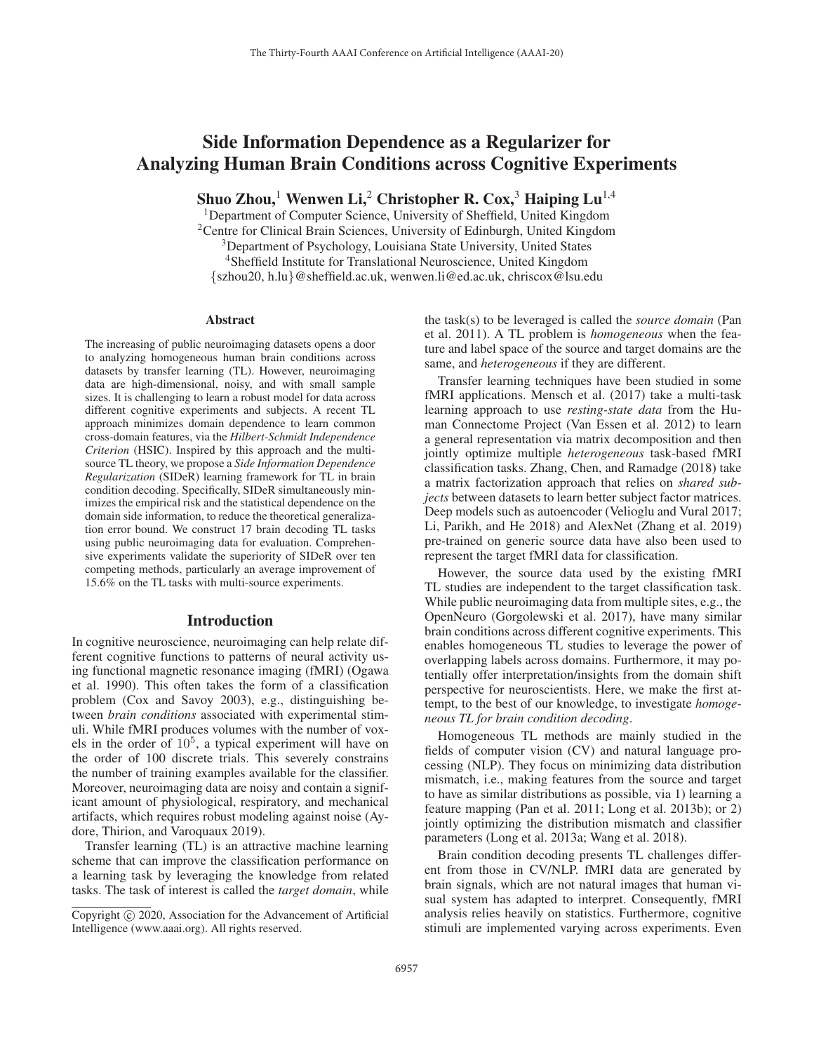# Side Information Dependence as a Regularizer for Analyzing Human Brain Conditions across Cognitive Experiments

**Shuo Zhou,**[1] **Wenwen Li,**[2] **Christopher R. Cox,**[3] **Haiping Lu**[1,4]

[1]Department of Computer Science, University of Sheffield, United Kingdom
[2]Centre for Clinical Brain Sciences, University of Edinburgh, United Kingdom
[3]Department of Psychology, Louisiana State University, United States
[4]Sheffield Institute for Translational Neuroscience, United Kingdom
{szhou20, h.lu}@sheffield.ac.uk, wenwen.li@ed.ac.uk, chriscox@lsu.edu

## Abstract

The increasing of public neuroimaging datasets opens a door to analyzing homogeneous human brain conditions across datasets by transfer learning (TL). However, neuroimaging data are high-dimensional, noisy, and with small sample sizes. It is challenging to learn a robust model for data across different cognitive experiments and subjects. A recent TL approach minimizes domain dependence to learn common cross-domain features, via the *Hilbert-Schmidt Independence Criterion* (HSIC). Inspired by this approach and the multi-source TL theory, we propose a *Side Information Dependence Regularization* (SIDeR) learning framework for TL in brain condition decoding. Specifically, SIDeR simultaneously minimizes the empirical risk and the statistical dependence on the domain side information, to reduce the theoretical generalization error bound. We construct 17 brain decoding TL tasks using public neuroimaging data for evaluation. Comprehensive experiments validate the superiority of SIDeR over ten competing methods, particularly an average improvement of 15.6% on the TL tasks with multi-source experiments.

## Introduction

In cognitive neuroscience, neuroimaging can help relate different cognitive functions to patterns of neural activity using functional magnetic resonance imaging (fMRI) (Ogawa et al. 1990). This often takes the form of a classification problem (Cox and Savoy 2003), e.g., distinguishing between *brain conditions* associated with experimental stimuli. While fMRI produces volumes with the number of voxels in the order of $10^5$, a typical experiment will have on the order of 100 discrete trials. This severely constrains the number of training examples available for the classifier. Moreover, neuroimaging data are noisy and contain a significant amount of physiological, respiratory, and mechanical artifacts, which requires robust modeling against noise (Aydore, Thirion, and Varoquaux 2019).

Transfer learning (TL) is an attractive machine learning scheme that can improve the classification performance on a learning task by leveraging the knowledge from related tasks. The task of interest is called the *target domain*, while the task(s) to be leveraged is called the *source domain* (Pan et al. 2011). A TL problem is *homogeneous* when the feature and label space of the source and target domains are the same, and *heterogeneous* if they are different.

Transfer learning techniques have been studied in some fMRI applications. Mensch et al. (2017) take a multi-task learning approach to use *resting-state data* from the Human Connectome Project (Van Essen et al. 2012) to learn a general representation via matrix decomposition and then jointly optimize multiple *heterogeneous* task-based fMRI classification tasks. Zhang, Chen, and Ramadge (2018) take a matrix factorization approach that relies on *shared subjects* between datasets to learn better subject factor matrices. Deep models such as autoencoder (Velioglu and Vural 2017; Li, Parikh, and He 2018) and AlexNet (Zhang et al. 2019) pre-trained on generic source data have also been used to represent the target fMRI data for classification.

However, the source data used by the existing fMRI TL studies are independent to the target classification task. While public neuroimaging data from multiple sites, e.g., the OpenNeuro (Gorgolewski et al. 2017), have many similar brain conditions across different cognitive experiments. This enables homogeneous TL studies to leverage the power of overlapping labels across domains. Furthermore, it may potentially offer interpretation/insights from the domain shift perspective for neuroscientists. Here, we make the first attempt, to the best of our knowledge, to investigate *homogeneous TL for brain condition decoding*.

Homogeneous TL methods are mainly studied in the fields of computer vision (CV) and natural language processing (NLP). They focus on minimizing data distribution mismatch, i.e., making features from the source and target to have as similar distributions as possible, via 1) learning a feature mapping (Pan et al. 2011; Long et al. 2013b); or 2) jointly optimizing the distribution mismatch and classifier parameters (Long et al. 2013a; Wang et al. 2018).

Brain condition decoding presents TL challenges different from those in CV/NLP. fMRI data are generated by brain signals, which are not natural images that human visual system has adapted to interpret. Consequently, fMRI analysis relies heavily on statistics. Furthermore, cognitive stimuli are implemented varying across experiments. Even

Copyright © 2020, Association for the Advancement of Artificial Intelligence (www.aaai.org). All rights reserved.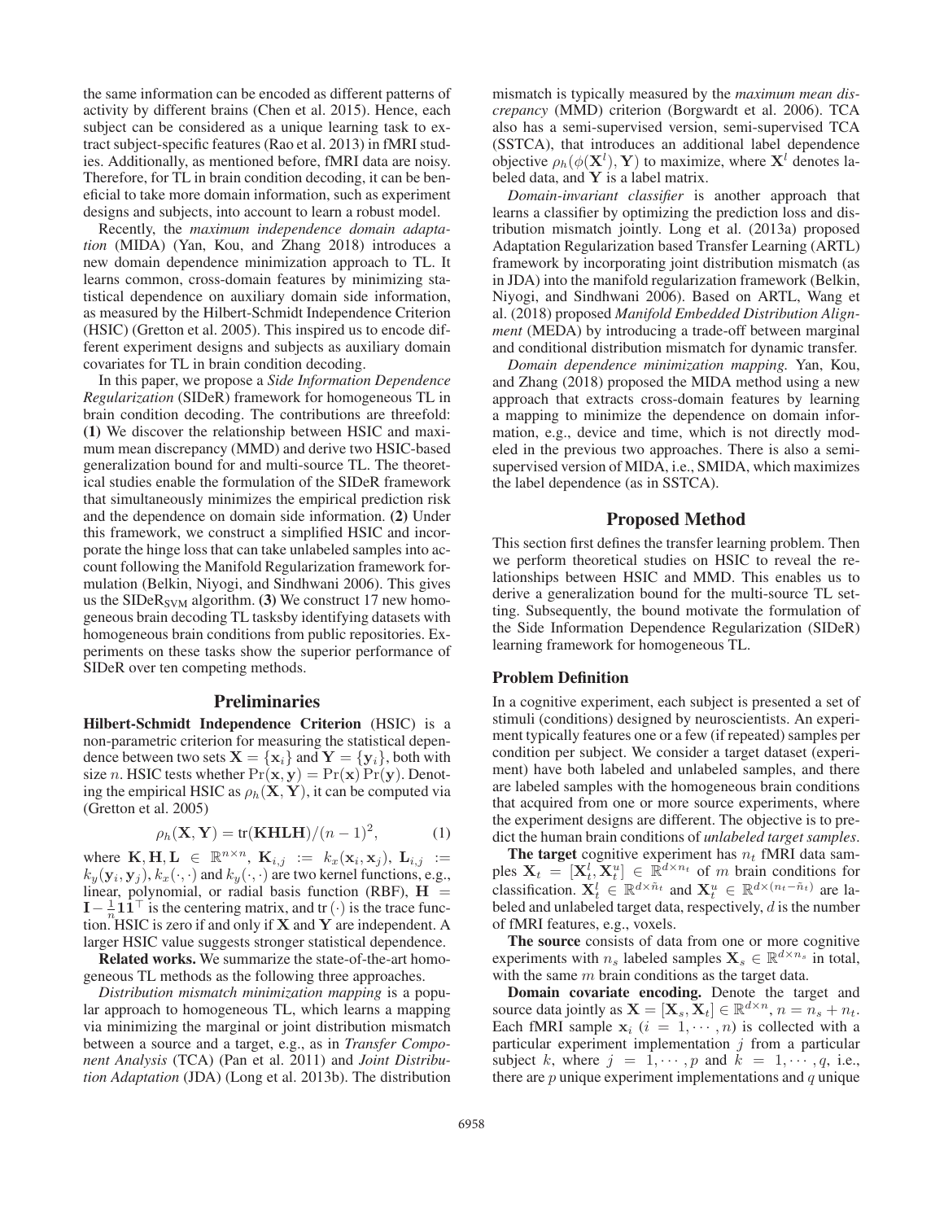the same information can be encoded as different patterns of activity by different brains (Chen et al. 2015). Hence, each subject can be considered as a unique learning task to extract subject-specific features (Rao et al. 2013) in fMRI studies. Additionally, as mentioned before, fMRI data are noisy. Therefore, for TL in brain condition decoding, it can be beneficial to take more domain information, such as experiment designs and subjects, into account to learn a robust model.

Recently, the *maximum independence domain adaptation* (MIDA) (Yan, Kou, and Zhang 2018) introduces a new domain dependence minimization approach to TL. It learns common, cross-domain features by minimizing statistical dependence on auxiliary domain side information, as measured by the Hilbert-Schmidt Independence Criterion (HSIC) (Gretton et al. 2005). This inspired us to encode different experiment designs and subjects as auxiliary domain covariates for TL in brain condition decoding.

In this paper, we propose a *Side Information Dependence Regularization* (SIDeR) framework for homogeneous TL in brain condition decoding. The contributions are threefold: **(1)** We discover the relationship between HSIC and maximum mean discrepancy (MMD) and derive two HSIC-based generalization bound for and multi-source TL. The theoretical studies enable the formulation of the SIDeR framework that simultaneously minimizes the empirical prediction risk and the dependence on domain side information. **(2)** Under this framework, we construct a simplified HSIC and incorporate the hinge loss that can take unlabeled samples into account following the Manifold Regularization framework formulation (Belkin, Niyogi, and Sindhwani 2006). This gives us the $\text{SIDeR}_{\text{SVM}}$ algorithm. **(3)** We construct 17 new homogeneous brain decoding TL tasksby identifying datasets with homogeneous brain conditions from public repositories. Experiments on these tasks show the superior performance of SIDeR over ten competing methods.

## Preliminaries

**Hilbert-Schmidt Independence Criterion** (HSIC) is a non-parametric criterion for measuring the statistical dependence between two sets $\mathbf{X} = \{\mathbf{x}_i\}$ and $\mathbf{Y} = \{\mathbf{y}_i\}$, both with size $n$. HSIC tests whether $\Pr(\mathbf{x}, \mathbf{y}) = \Pr(\mathbf{x}) \Pr(\mathbf{y})$. Denoting the empirical HSIC as $\rho_h(\mathbf{X}, \mathbf{Y})$, it can be computed via (Gretton et al. 2005)

$$\rho_h(\mathbf{X}, \mathbf{Y}) = \text{tr}(\mathbf{KHLH})/(n-1)^2, \tag{1}$$

where $\mathbf{K}, \mathbf{H}, \mathbf{L} \in \mathbb{R}^{n \times n}$, $\mathbf{K}_{i,j} := k_x(\mathbf{x}_i, \mathbf{x}_j)$, $\mathbf{L}_{i,j} := k_y(\mathbf{y}_i, \mathbf{y}_j)$, $k_x(\cdot, \cdot)$ and $k_y(\cdot, \cdot)$ are two kernel functions, e.g., linear, polynomial, or radial basis function (RBF), $\mathbf{H} = \mathbf{I} - \frac{1}{n}\mathbf{1}\mathbf{1}^\top$ is the centering matrix, and tr $(\cdot)$ is the trace function. HSIC is zero if and only if $\mathbf{X}$ and $\mathbf{Y}$ are independent. A larger HSIC value suggests stronger statistical dependence.

**Related works.** We summarize the state-of-the-art homogeneous TL methods as the following three approaches.

*Distribution mismatch minimization mapping* is a popular approach to homogeneous TL, which learns a mapping via minimizing the marginal or joint distribution mismatch between a source and a target, e.g., as in *Transfer Component Analysis* (TCA) (Pan et al. 2011) and *Joint Distribution Adaptation* (JDA) (Long et al. 2013b). The distribution mismatch is typically measured by the *maximum mean discrepancy* (MMD) criterion (Borgwardt et al. 2006). TCA also has a semi-supervised version, semi-supervised TCA (SSTCA), that introduces an additional label dependence objective $\rho_h(\phi(\mathbf{X}^l), \mathbf{Y})$ to maximize, where $\mathbf{X}^l$ denotes labeled data, and $\mathbf{Y}$ is a label matrix.

*Domain-invariant classifier* is another approach that learns a classifier by optimizing the prediction loss and distribution mismatch jointly. Long et al. (2013a) proposed Adaptation Regularization based Transfer Learning (ARTL) framework by incorporating joint distribution mismatch (as in JDA) into the manifold regularization framework (Belkin, Niyogi, and Sindhwani 2006). Based on ARTL, Wang et al. (2018) proposed *Manifold Embedded Distribution Alignment* (MEDA) by introducing a trade-off between marginal and conditional distribution mismatch for dynamic transfer.

*Domain dependence minimization mapping.* Yan, Kou, and Zhang (2018) proposed the MIDA method using a new approach that extracts cross-domain features by learning a mapping to minimize the dependence on domain information, e.g., device and time, which is not directly modeled in the previous two approaches. There is also a semi-supervised version of MIDA, i.e., SMIDA, which maximizes the label dependence (as in SSTCA).

## Proposed Method

This section first defines the transfer learning problem. Then we perform theoretical studies on HSIC to reveal the relationships between HSIC and MMD. This enables us to derive a generalization bound for the multi-source TL setting. Subsequently, the bound motivate the formulation of the Side Information Dependence Regularization (SIDeR) learning framework for homogeneous TL.

### Problem Definition

In a cognitive experiment, each subject is presented a set of stimuli (conditions) designed by neuroscientists. An experiment typically features one or a few (if repeated) samples per condition per subject. We consider a target dataset (experiment) have both labeled and unlabeled samples, and there are labeled samples with the homogeneous brain conditions that acquired from one or more source experiments, where the experiment designs are different. The objective is to predict the human brain conditions of *unlabeled target samples*.

**The target** cognitive experiment has $n_t$ fMRI data samples $\mathbf{X}_t = [\mathbf{X}_t^l, \mathbf{X}_t^u] \in \mathbb{R}^{d \times n_t}$ of $m$ brain conditions for classification. $\mathbf{X}_t^l \in \mathbb{R}^{d \times \tilde{n}_t}$ and $\mathbf{X}_t^u \in \mathbb{R}^{d \times (n_t - \tilde{n}_t)}$ are labeled and unlabeled target data, respectively, $d$ is the number of fMRI features, e.g., voxels.

**The source** consists of data from one or more cognitive experiments with $n_s$ labeled samples $\mathbf{X}_s \in \mathbb{R}^{d \times n_s}$ in total, with the same $m$ brain conditions as the target data.

**Domain covariate encoding.** Denote the target and source data jointly as $\mathbf{X} = [\mathbf{X}_s, \mathbf{X}_t] \in \mathbb{R}^{d \times n}$, $n = n_s + n_t$. Each fMRI sample $\mathbf{x}_i$ $(i = 1, \cdots, n)$ is collected with a particular experiment implementation $j$ from a particular subject $k$, where $j = 1, \cdots, p$ and $k = 1, \cdots, q$, i.e., there are $p$ unique experiment implementations and $q$ unique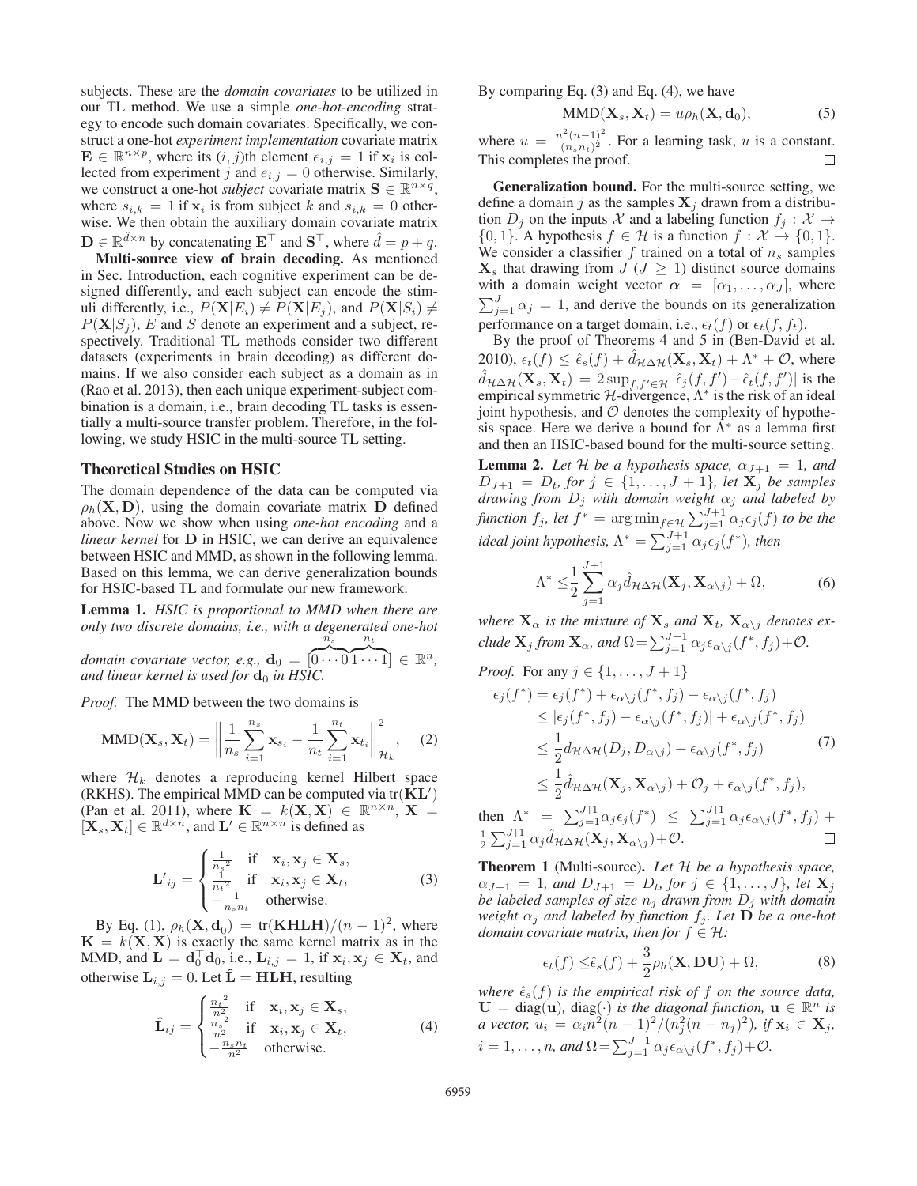subjects. These are the *domain covariates* to be utilized in our TL method. We use a simple *one-hot-encoding* strategy to encode such domain covariates. Specifically, we construct a one-hot *experiment implementation* covariate matrix $\mathbf{E} \in \mathbb{R}^{n \times p}$, where its $(i, j)$th element $e_{i,j} = 1$ if $\mathbf{x}_i$ is collected from experiment $j$ and $e_{i,j} = 0$ otherwise. Similarly, we construct a one-hot *subject* covariate matrix $\mathbf{S} \in \mathbb{R}^{n \times q}$, where $s_{i,k} = 1$ if $\mathbf{x}_i$ is from subject $k$ and $s_{i,k} = 0$ otherwise. We then obtain the auxiliary domain covariate matrix $\mathbf{D} \in \mathbb{R}^{\hat{d} \times n}$ by concatenating $\mathbf{E}^\top$ and $\mathbf{S}^\top$, where $\hat{d} = p + q$.

**Multi-source view of brain decoding.** As mentioned in Sec. Introduction, each cognitive experiment can be designed differently, and each subject can encode the stimuli differently, i.e., $P(\mathbf{X}|E_i) \neq P(\mathbf{X}|E_j)$, and $P(\mathbf{X}|S_i) \neq P(\mathbf{X}|S_j)$, $E$ and $S$ denote an experiment and a subject, respectively. Traditional TL methods consider two different datasets (experiments in brain decoding) as different domains. If we also consider each subject as a domain as in (Rao et al. 2013), then each unique experiment-subject combination is a domain, i.e., brain decoding TL tasks is essentially a multi-source transfer problem. Therefore, in the following, we study HSIC in the multi-source TL setting.

## Theoretical Studies on HSIC

The domain dependence of the data can be computed via $\rho_h(\mathbf{X}, \mathbf{D})$, using the domain covariate matrix $\mathbf{D}$ defined above. Now we show when using *one-hot encoding* and a *linear kernel* for $\mathbf{D}$ in HSIC, we can derive an equivalence between HSIC and MMD, as shown in the following lemma. Based on this lemma, we can derive generalization bounds for HSIC-based TL and formulate our new framework.

**Lemma 1.** *HSIC is proportional to MMD when there are only two discrete domains, i.e., with a degenerated one-hot domain covariate vector, e.g.,* $\mathbf{d}_0 = [\overbrace{0 \cdots 0}^{n_s}\overbrace{1 \cdots 1}^{n_t}] \in \mathbb{R}^n$, *and linear kernel is used for* $\mathbf{d}_0$ *in HSIC.*

*Proof.* The MMD between the two domains is

$$\mathrm{MMD}(\mathbf{X}_s, \mathbf{X}_t) = \left\| \frac{1}{n_s} \sum_{i=1}^{n_s} \mathbf{x}_{s_i} - \frac{1}{n_t} \sum_{i=1}^{n_t} \mathbf{x}_{t_i} \right\|_{\mathcal{H}_k}^2, \quad (2)$$

where $\mathcal{H}_k$ denotes a reproducing kernel Hilbert space (RKHS). The empirical MMD can be computed via $\mathrm{tr}(\mathbf{KL}')$ (Pan et al. 2011), where $\mathbf{K} = k(\mathbf{X}, \mathbf{X}) \in \mathbb{R}^{n \times n}$, $\mathbf{X} = [\mathbf{X}_s, \mathbf{X}_t] \in \mathbb{R}^{d \times n}$, and $\mathbf{L}' \in \mathbb{R}^{n \times n}$ is defined as

$$\mathbf{L}'_{ij} = \begin{cases} \frac{1}{{n_s}^2} & \text{if} \quad \mathbf{x}_i, \mathbf{x}_j \in \mathbf{X}_s, \\ \frac{1}{{n_t}^2} & \text{if} \quad \mathbf{x}_i, \mathbf{x}_j \in \mathbf{X}_t, \\ -\frac{1}{n_s n_t} & \text{otherwise.} \end{cases} \quad (3)$$

By Eq. (1), $\rho_h(\mathbf{X}, \mathbf{d}_0) = \mathrm{tr}(\mathbf{KHLH})/(n-1)^2$, where $\mathbf{K} = k(\mathbf{X}, \mathbf{X})$ is exactly the same kernel matrix as in the MMD, and $\mathbf{L} = \mathbf{d}_0^\top \mathbf{d}_0$, i.e., $\mathbf{L}_{i,j} = 1$, if $\mathbf{x}_i, \mathbf{x}_j \in \mathbf{X}_t$, and otherwise $\mathbf{L}_{i,j} = 0$. Let $\hat{\mathbf{L}} = \mathbf{HLH}$, resulting

$$\hat{\mathbf{L}}_{ij} = \begin{cases} \frac{{n_t}^2}{n^2} & \text{if} \quad \mathbf{x}_i, \mathbf{x}_j \in \mathbf{X}_s, \\ \frac{{n_s}^2}{n^2} & \text{if} \quad \mathbf{x}_i, \mathbf{x}_j \in \mathbf{X}_t, \\ -\frac{n_s n_t}{n^2} & \text{otherwise.} \end{cases} \quad (4)$$

By comparing Eq. (3) and Eq. (4), we have

$$\mathrm{MMD}(\mathbf{X}_s, \mathbf{X}_t) = u \rho_h(\mathbf{X}, \mathbf{d}_0), \quad (5)$$

where $u = \frac{n^2(n-1)^2}{(n_s n_t)^2}$. For a learning task, $u$ is a constant. This completes the proof. $\square$

**Generalization bound.** For the multi-source setting, we define a domain $j$ as the samples $\mathbf{X}_j$ drawn from a distribution $D_j$ on the inputs $\mathcal{X}$ and a labeling function $f_j : \mathcal{X} \to \{0, 1\}$. A hypothesis $f \in \mathcal{H}$ is a function $f : \mathcal{X} \to \{0, 1\}$. We consider a classifier $f$ trained on a total of $n_s$ samples $\mathbf{X}_s$ that drawing from $J$ ($J \geq 1$) distinct source domains with a domain weight vector $\boldsymbol{\alpha} = [\alpha_1, \ldots, \alpha_J]$, where $\sum_{j=1}^{J} \alpha_j = 1$, and derive the bounds on its generalization performance on a target domain, i.e., $\epsilon_t(f)$ or $\epsilon_t(f, f_t)$.

By the proof of Theorems 4 and 5 in (Ben-David et al. 2010), $\epsilon_t(f) \leq \hat{\epsilon}_s(f) + \hat{d}_{\mathcal{H}\Delta\mathcal{H}}(\mathbf{X}_s, \mathbf{X}_t) + \Lambda^* + \mathcal{O}$, where $\hat{d}_{\mathcal{H}\Delta\mathcal{H}}(\mathbf{X}_s, \mathbf{X}_t) = 2 \sup_{f, f' \in \mathcal{H}} |\hat{\epsilon}_j(f, f') - \hat{\epsilon}_t(f, f')|$ is the empirical symmetric $\mathcal{H}$-divergence, $\Lambda^*$ is the risk of an ideal joint hypothesis, and $\mathcal{O}$ denotes the complexity of hypothesis space. Here we derive a bound for $\Lambda^*$ as a lemma first and then an HSIC-based bound for the multi-source setting.

**Lemma 2.** *Let* $\mathcal{H}$ *be a hypothesis space,* $\alpha_{J+1} = 1$*, and* $D_{J+1} = D_t$*, for* $j \in \{1, \ldots, J+1\}$*, let* $\mathbf{X}_j$ *be samples drawing from* $D_j$ *with domain weight* $\alpha_j$ *and labeled by function* $f_j$*, let* $f^* = \arg\min_{f \in \mathcal{H}} \sum_{j=1}^{J+1} \alpha_j \epsilon_j(f)$ *to be the ideal joint hypothesis,* $\Lambda^* = \sum_{j=1}^{J+1} \alpha_j \epsilon_j(f^*)$*, then*

$$\Lambda^* \leq \frac{1}{2} \sum_{j=1}^{J+1} \alpha_j \hat{d}_{\mathcal{H}\Delta\mathcal{H}}(\mathbf{X}_j, \mathbf{X}_{\alpha \setminus j}) + \Omega, \quad (6)$$

*where* $\mathbf{X}_\alpha$ *is the mixture of* $\mathbf{X}_s$ *and* $\mathbf{X}_t$*,* $\mathbf{X}_{\alpha \setminus j}$ *denotes exclude* $\mathbf{X}_j$ *from* $\mathbf{X}_\alpha$*, and* $\Omega = \sum_{j=1}^{J+1} \alpha_j \epsilon_{\alpha \setminus j}(f^*, f_j) + \mathcal{O}$.

*Proof.* For any $j \in \{1, \ldots, J+1\}$

$$\begin{aligned} \epsilon_j(f^*) &= \epsilon_j(f^*) + \epsilon_{\alpha \setminus j}(f^*, f_j) - \epsilon_{\alpha \setminus j}(f^*, f_j) \\ &\leq |\epsilon_j(f^*, f_j) - \epsilon_{\alpha \setminus j}(f^*, f_j)| + \epsilon_{\alpha \setminus j}(f^*, f_j) \\ &\leq \frac{1}{2} d_{\mathcal{H}\Delta\mathcal{H}}(D_j, D_{\alpha \setminus j}) + \epsilon_{\alpha \setminus j}(f^*, f_j) \\ &\leq \frac{1}{2} \hat{d}_{\mathcal{H}\Delta\mathcal{H}}(\mathbf{X}_j, \mathbf{X}_{\alpha \setminus j}) + \mathcal{O}_j + \epsilon_{\alpha \setminus j}(f^*, f_j), \end{aligned} \quad (7)$$

then $\Lambda^* = \sum_{j=1}^{J+1} \alpha_j \epsilon_j(f^*) \leq \sum_{j=1}^{J+1} \alpha_j \epsilon_{\alpha \setminus j}(f^*, f_j) + \frac{1}{2} \sum_{j=1}^{J+1} \alpha_j \hat{d}_{\mathcal{H}\Delta\mathcal{H}}(\mathbf{X}_j, \mathbf{X}_{\alpha \setminus j}) + \mathcal{O}$. $\square$

**Theorem 1** (Multi-source)**.** *Let* $\mathcal{H}$ *be a hypothesis space,* $\alpha_{J+1} = 1$*, and* $D_{J+1} = D_t$*, for* $j \in \{1, \ldots, J\}$*, let* $\mathbf{X}_j$ *be labeled samples of size* $n_j$ *drawn from* $D_j$ *with domain weight* $\alpha_j$ *and labeled by function* $f_j$*. Let* $\mathbf{D}$ *be a one-hot domain covariate matrix, then for* $f \in \mathcal{H}$*:*

$$\epsilon_t(f) \leq \hat{\epsilon}_s(f) + \frac{3}{2} \rho_h(\mathbf{X}, \mathbf{DU}) + \Omega, \quad (8)$$

*where* $\hat{\epsilon}_s(f)$ *is the empirical risk of* $f$ *on the source data,* $\mathbf{U} = \mathrm{diag}(\mathbf{u})$*,* $\mathrm{diag}(\cdot)$ *is the diagonal function,* $\mathbf{u} \in \mathbb{R}^n$ *is a vector,* $u_i = \alpha_i n^2(n-1)^2/(n_j^2(n-n_j)^2)$*, if* $\mathbf{x}_i \in \mathbf{X}_j$*,* $i = 1, \ldots, n$*, and* $\Omega = \sum_{j=1}^{J+1} \alpha_j \epsilon_{\alpha \setminus j}(f^*, f_j) + \mathcal{O}$.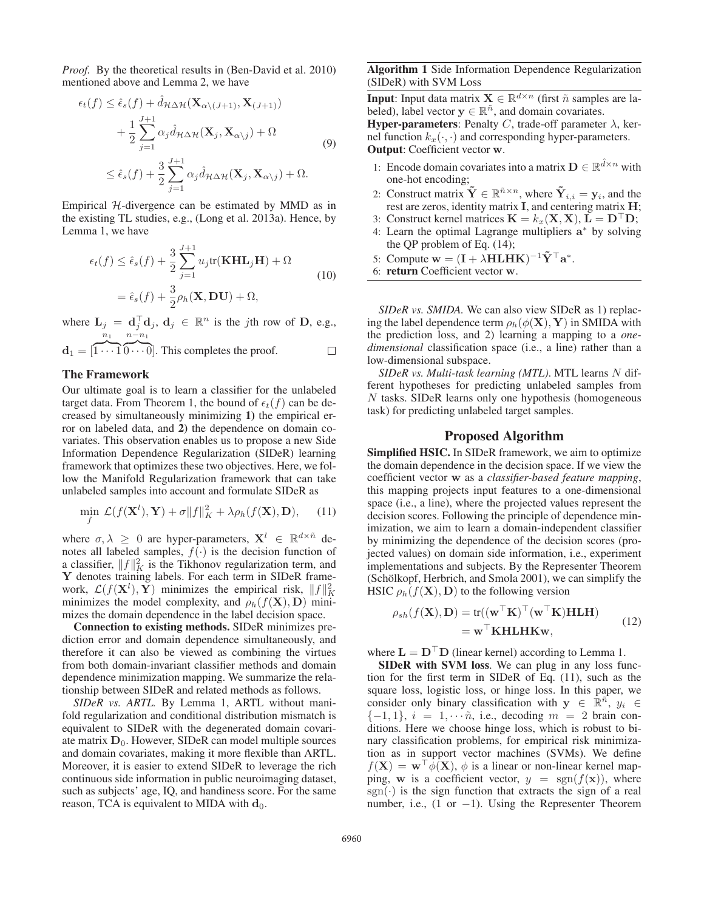*Proof.* By the theoretical results in (Ben-David et al. 2010) mentioned above and Lemma 2, we have

$$
\begin{aligned}
\epsilon_t(f) &\leq \hat{\epsilon}_s(f) + \hat{d}_{\mathcal{H}\Delta\mathcal{H}}(\mathbf{X}_{\alpha\setminus(J+1)}, \mathbf{X}_{(J+1)}) \\
&\quad + \frac{1}{2}\sum_{j=1}^{J+1} \alpha_j \hat{d}_{\mathcal{H}\Delta\mathcal{H}}(\mathbf{X}_j, \mathbf{X}_{\alpha\setminus j}) + \Omega \\
&\leq \hat{\epsilon}_s(f) + \frac{3}{2}\sum_{j=1}^{J+1} \alpha_j \hat{d}_{\mathcal{H}\Delta\mathcal{H}}(\mathbf{X}_j, \mathbf{X}_{\alpha\setminus j}) + \Omega.
\end{aligned} \tag{9}
$$

Empirical $\mathcal{H}$-divergence can be estimated by MMD as in the existing TL studies, e.g., (Long et al. 2013a). Hence, by Lemma 1, we have

$$
\begin{aligned}
\epsilon_t(f) &\leq \hat{\epsilon}_s(f) + \frac{3}{2}\sum_{j=1}^{J+1} u_j \mathrm{tr}(\mathbf{KHL}_j\mathbf{H}) + \Omega \\
&= \hat{\epsilon}_s(f) + \frac{3}{2}\rho_h(\mathbf{X}, \mathbf{DU}) + \Omega,
\end{aligned} \tag{10}
$$

where $\mathbf{L}_j = \mathbf{d}_j^\top \mathbf{d}_j$, $\mathbf{d}_j \in \mathbb{R}^n$ is the $j$th row of $\mathbf{D}$, e.g., $\mathbf{d}_1 = [\overbrace{1\cdots1}^{n_1}\overbrace{0\cdots0}^{n-n_1}]$. This completes the proof. $\square$

## The Framework

Our ultimate goal is to learn a classifier for the unlabeled target data. From Theorem 1, the bound of $\epsilon_t(f)$ can be decreased by simultaneously minimizing **1)** the empirical error on labeled data, and **2)** the dependence on domain covariates. This observation enables us to propose a new Side Information Dependence Regularization (SIDeR) learning framework that optimizes these two objectives. Here, we follow the Manifold Regularization framework that can take unlabeled samples into account and formulate SIDeR as

$$
\min_f \; \mathcal{L}(f(\mathbf{X}^l), \mathbf{Y}) + \sigma\|f\|_K^2 + \lambda\rho_h(f(\mathbf{X}), \mathbf{D}), \tag{11}
$$

where $\sigma, \lambda \geq 0$ are hyper-parameters, $\mathbf{X}^l \in \mathbb{R}^{d\times\tilde{n}}$ denotes all labeled samples, $f(\cdot)$ is the decision function of a classifier, $\|f\|_K^2$ is the Tikhonov regularization term, and $\mathbf{Y}$ denotes training labels. For each term in SIDeR framework, $\mathcal{L}(f(\mathbf{X}^l), \mathbf{Y})$ minimizes the empirical risk, $\|f\|_K^2$ minimizes the model complexity, and $\rho_h(f(\mathbf{X}), \mathbf{D})$ minimizes the domain dependence in the label decision space.

**Connection to existing methods.** SIDeR minimizes prediction error and domain dependence simultaneously, and therefore it can also be viewed as combining the virtues from both domain-invariant classifier methods and domain dependence minimization mapping. We summarize the relationship between SIDeR and related methods as follows.

*SIDeR vs. ARTL.* By Lemma 1, ARTL without manifold regularization and conditional distribution mismatch is equivalent to SIDeR with the degenerated domain covariate matrix $\mathbf{D}_0$. However, SIDeR can model multiple sources and domain covariates, making it more flexible than ARTL. Moreover, it is easier to extend SIDeR to leverage the rich continuous side information in public neuroimaging dataset, such as subjects' age, IQ, and handiness score. For the same reason, TCA is equivalent to MIDA with $\mathbf{d}_0$.

**Algorithm 1** Side Information Dependence Regularization (SIDeR) with SVM Loss

**Input**: Input data matrix $\mathbf{X} \in \mathbb{R}^{d\times n}$ (first $\tilde{n}$ samples are labeled), label vector $\mathbf{y} \in \mathbb{R}^{\tilde{n}}$, and domain covariates.
**Hyper-parameters**: Penalty $C$, trade-off parameter $\lambda$, kernel function $k_x(\cdot,\cdot)$ and corresponding hyper-parameters.
**Output**: Coefficient vector $\mathbf{w}$.

1. Encode domain covariates into a matrix $\mathbf{D} \in \mathbb{R}^{\hat{d}\times n}$ with one-hot encoding;
2. Construct matrix $\tilde{\mathbf{Y}} \in \mathbb{R}^{\tilde{n}\times n}$, where $\tilde{\mathbf{Y}}_{i,i} = \mathbf{y}_i$, and the rest are zeros, identity matrix $\mathbf{I}$, and centering matrix $\mathbf{H}$;
3. Construct kernel matrices $\mathbf{K} = k_x(\mathbf{X}, \mathbf{X})$, $\mathbf{L} = \mathbf{D}^\top\mathbf{D}$;
4. Learn the optimal Lagrange multipliers $\mathbf{a}^*$ by solving the QP problem of Eq. (14);
5. Compute $\mathbf{w} = (\mathbf{I} + \lambda\mathbf{HLHK})^{-1}\tilde{\mathbf{Y}}^\top\mathbf{a}^*$.
6. **return** Coefficient vector $\mathbf{w}$.

*SIDeR vs. SMIDA.* We can also view SIDeR as 1) replacing the label dependence term $\rho_h(\phi(\mathbf{X}), \mathbf{Y})$ in SMIDA with the prediction loss, and 2) learning a mapping to a *one-dimensional* classification space (i.e., a line) rather than a low-dimensional subspace.

*SIDeR vs. Multi-task learning (MTL).* MTL learns $N$ different hypotheses for predicting unlabeled samples from $N$ tasks. SIDeR learns only one hypothesis (homogeneous task) for predicting unlabeled target samples.

## Proposed Algorithm

**Simplified HSIC.** In SIDeR framework, we aim to optimize the domain dependence in the decision space. If we view the coefficient vector $\mathbf{w}$ as a *classifier-based feature mapping*, this mapping projects input features to a one-dimensional space (i.e., a line), where the projected values represent the decision scores. Following the principle of dependence minimization, we aim to learn a domain-independent classifier by minimizing the dependence of the decision scores (projected values) on domain side information, i.e., experiment implementations and subjects. By the Representer Theorem (Schölkopf, Herbrich, and Smola 2001), we can simplify the HSIC $\rho_h(f(\mathbf{X}), \mathbf{D})$ to the following version

$$
\begin{aligned}
\rho_{sh}(f(\mathbf{X}), \mathbf{D}) &= \mathrm{tr}((\mathbf{w}^\top\mathbf{K})^\top(\mathbf{w}^\top\mathbf{K})\mathbf{HLH}) \\
&= \mathbf{w}^\top\mathbf{KHLHKw},
\end{aligned} \tag{12}
$$

where $\mathbf{L} = \mathbf{D}^\top\mathbf{D}$ (linear kernel) according to Lemma 1.

**SIDeR with SVM loss**. We can plug in any loss function for the first term in SIDeR of Eq. (11), such as the square loss, logistic loss, or hinge loss. In this paper, we consider only binary classification with $\mathbf{y} \in \mathbb{R}^{\tilde{n}}$, $y_i \in \{-1, 1\}$, $i = 1, \cdots \tilde{n}$, i.e., decoding $m = 2$ brain conditions. Here we choose hinge loss, which is robust to binary classification problems, for empirical risk minimization as in support vector machines (SVMs). We define $f(\mathbf{X}) = \mathbf{w}^\top\phi(\mathbf{X})$, $\phi$ is a linear or non-linear kernel mapping, $\mathbf{w}$ is a coefficient vector, $y = \mathrm{sgn}(f(\mathbf{x}))$, where $\mathrm{sgn}(\cdot)$ is the sign function that extracts the sign of a real number, i.e., (1 or $-1$). Using the Representer Theorem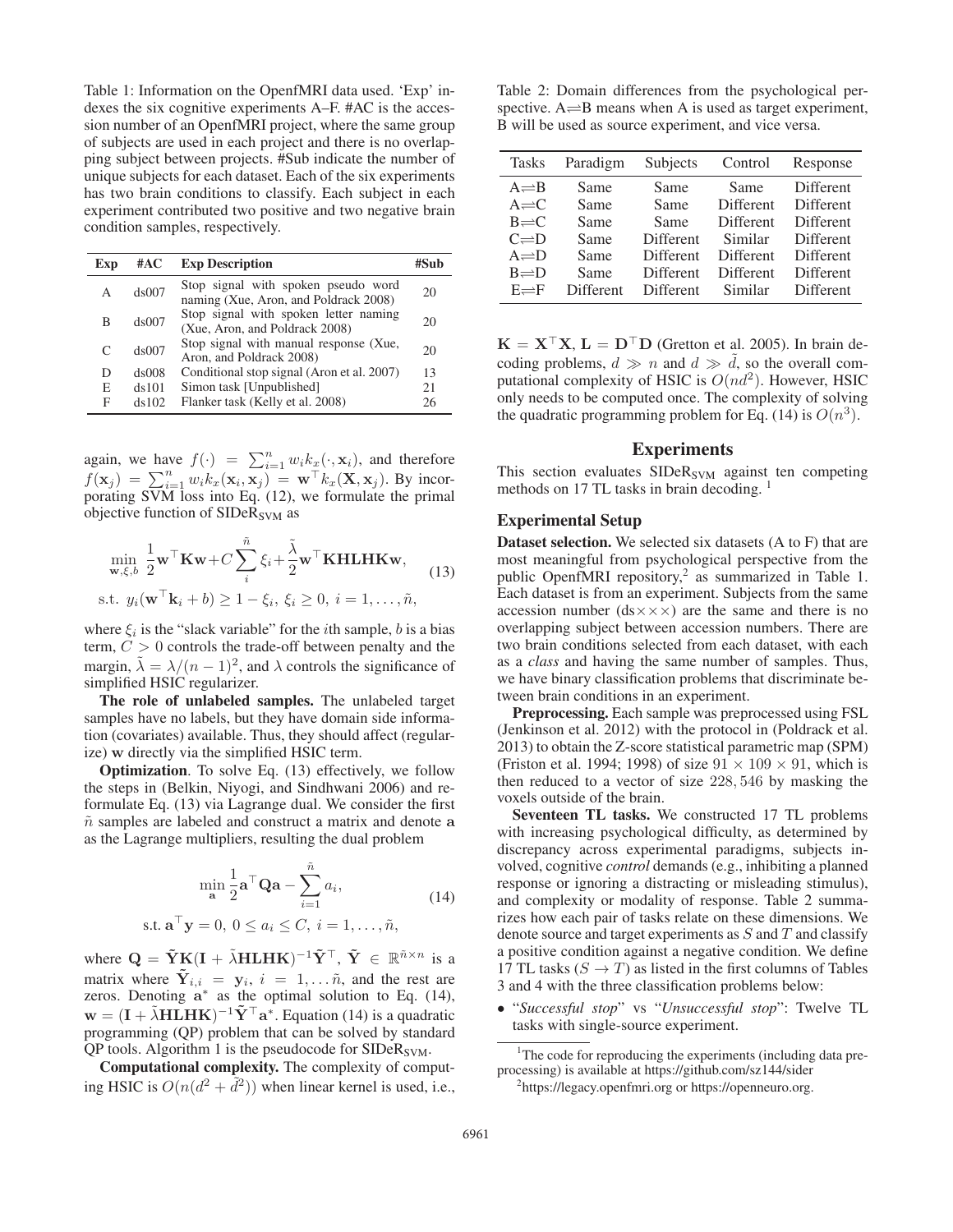Table 1: Information on the OpenfMRI data used. 'Exp' indexes the six cognitive experiments A–F. #AC is the accession number of an OpenfMRI project, where the same group of subjects are used in each project and there is no overlapping subject between projects. #Sub indicate the number of unique subjects for each dataset. Each of the six experiments has two brain conditions to classify. Each subject in each experiment contributed two positive and two negative brain condition samples, respectively.

| Exp | #AC | Exp Description | #Sub |
|---|---|---|---|
| A | ds007 | Stop signal with spoken pseudo word naming (Xue, Aron, and Poldrack 2008) | 20 |
| B | ds007 | Stop signal with spoken letter naming (Xue, Aron, and Poldrack 2008) | 20 |
| C | ds007 | Stop signal with manual response (Xue, Aron, and Poldrack 2008) | 20 |
| D | ds008 | Conditional stop signal (Aron et al. 2007) | 13 |
| E | ds101 | Simon task [Unpublished] | 21 |
| F | ds102 | Flanker task (Kelly et al. 2008) | 26 |

again, we have $f(\cdot) = \sum_{i=1}^{n} w_i k_x(\cdot, \mathbf{x}_i)$, and therefore $f(\mathbf{x}_j) = \sum_{i=1}^{n} w_i k_x(\mathbf{x}_i, \mathbf{x}_j) = \mathbf{w}^\top k_x(\mathbf{X}, \mathbf{x}_j)$. By incorporating SVM loss into Eq. (12), we formulate the primal objective function of $\text{SIDeR}_{\text{SVM}}$ as

$$
\begin{aligned}
&\min_{\mathbf{w},\xi,b} \frac{1}{2}\mathbf{w}^\top \mathbf{K}\mathbf{w} + C\sum_{i}^{\tilde{n}} \xi_i + \frac{\tilde{\lambda}}{2}\mathbf{w}^\top \mathbf{KHLHK}\mathbf{w}, \\
&\text{s.t. } y_i(\mathbf{w}^\top \mathbf{k}_i + b) \geq 1 - \xi_i,\ \xi_i \geq 0,\ i = 1, \ldots, \tilde{n},
\end{aligned}
\tag{13}
$$

where $\xi_i$ is the "slack variable" for the $i$th sample, $b$ is a bias term, $C > 0$ controls the trade-off between penalty and the margin, $\tilde{\lambda} = \lambda/(n-1)^2$, and $\lambda$ controls the significance of simplified HSIC regularizer.

**The role of unlabeled samples.** The unlabeled target samples have no labels, but they have domain side information (covariates) available. Thus, they should affect (regularize) $\mathbf{w}$ directly via the simplified HSIC term.

**Optimization**. To solve Eq. (13) effectively, we follow the steps in (Belkin, Niyogi, and Sindhwani 2006) and reformulate Eq. (13) via Lagrange dual. We consider the first $\tilde{n}$ samples are labeled and construct a matrix and denote $\mathbf{a}$ as the Lagrange multipliers, resulting the dual problem

$$
\begin{aligned}
&\min_{\mathbf{a}} \frac{1}{2}\mathbf{a}^\top \mathbf{Q}\mathbf{a} - \sum_{i=1}^{\tilde{n}} a_i, \\
&\text{s.t. } \mathbf{a}^\top \mathbf{y} = 0,\ 0 \leq a_i \leq C,\ i = 1, \ldots, \tilde{n},
\end{aligned}
\tag{14}
$$

where $\mathbf{Q} = \tilde{\mathbf{Y}}\mathbf{K}(\mathbf{I} + \tilde{\lambda}\mathbf{HLHK})^{-1}\tilde{\mathbf{Y}}^\top$, $\tilde{\mathbf{Y}} \in \mathbb{R}^{\tilde{n}\times n}$ is a matrix where $\tilde{\mathbf{Y}}_{i,i} = \mathbf{y}_i$, $i = 1, \ldots \tilde{n}$, and the rest are zeros. Denoting $\mathbf{a}^*$ as the optimal solution to Eq. (14), $\mathbf{w} = (\mathbf{I} + \tilde{\lambda}\mathbf{HLHK})^{-1}\tilde{\mathbf{Y}}^\top \mathbf{a}^*$. Equation (14) is a quadratic programming (QP) problem that can be solved by standard QP tools. Algorithm 1 is the pseudocode for $\text{SIDeR}_{\text{SVM}}$.

**Computational complexity.** The complexity of computing HSIC is $O(n(d^2 + \tilde{d}^2))$ when linear kernel is used, i.e., $\mathbf{K} = \mathbf{X}^\top \mathbf{X}$, $\mathbf{L} = \mathbf{D}^\top \mathbf{D}$ (Gretton et al. 2005). In brain decoding problems, $d \gg n$ and $d \gg \tilde{d}$, so the overall computational complexity of HSIC is $O(nd^2)$. However, HSIC only needs to be computed once. The complexity of solving the quadratic programming problem for Eq. (14) is $O(n^3)$.

Table 2: Domain differences from the psychological perspective. A⇌B means when A is used as target experiment, B will be used as source experiment, and vice versa.

| Tasks | Paradigm | Subjects | Control | Response |
|---|---|---|---|---|
| A⇌B | Same | Same | Same | Different |
| A⇌C | Same | Same | Different | Different |
| B⇌C | Same | Same | Different | Different |
| C⇌D | Same | Different | Similar | Different |
| A⇌D | Same | Different | Different | Different |
| B⇌D | Same | Different | Different | Different |
| E⇌F | Different | Different | Similar | Different |

## Experiments

This section evaluates $\text{SIDeR}_{\text{SVM}}$ against ten competing methods on 17 TL tasks in brain decoding. [1]

### Experimental Setup

**Dataset selection.** We selected six datasets (A to F) that are most meaningful from psychological perspective from the public OpenfMRI repository,[2] as summarized in Table 1. Each dataset is from an experiment. Subjects from the same accession number (ds×××) are the same and there is no overlapping subject between accession numbers. There are two brain conditions selected from each dataset, with each as a *class* and having the same number of samples. Thus, we have binary classification problems that discriminate between brain conditions in an experiment.

**Preprocessing.** Each sample was preprocessed using FSL (Jenkinson et al. 2012) with the protocol in (Poldrack et al. 2013) to obtain the Z-score statistical parametric map (SPM) (Friston et al. 1994; 1998) of size $91 \times 109 \times 91$, which is then reduced to a vector of size $228,546$ by masking the voxels outside of the brain.

**Seventeen TL tasks.** We constructed 17 TL problems with increasing psychological difficulty, as determined by discrepancy across experimental paradigms, subjects involved, cognitive *control* demands (e.g., inhibiting a planned response or ignoring a distracting or misleading stimulus), and complexity or modality of response. Table 2 summarizes how each pair of tasks relate on these dimensions. We denote source and target experiments as $S$ and $T$ and classify a positive condition against a negative condition. We define 17 TL tasks ($S \rightarrow T$) as listed in the first columns of Tables 3 and 4 with the three classification problems below:

- "*Successful stop*" vs "*Unsuccessful stop*": Twelve TL tasks with single-source experiment.

[1] The code for reproducing the experiments (including data preprocessing) is available at https://github.com/sz144/sider

[2] https://legacy.openfmri.org or https://openneuro.org.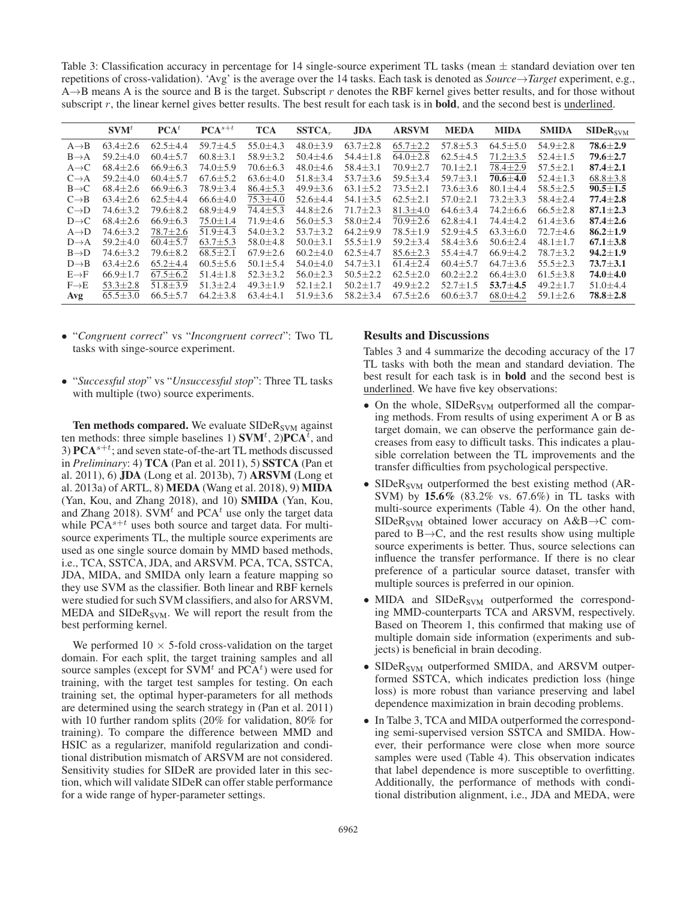Table 3: Classification accuracy in percentage for 14 single-source experiment TL tasks (mean ± standard deviation over ten repetitions of cross-validation). 'Avg' is the average over the 14 tasks. Each task is denoted as *Source→Target* experiment, e.g., A→B means A is the source and B is the target. Subscript $r$ denotes the RBF kernel gives better results, and for those without subscript $r$, the linear kernel gives better results. The best result for each task is in **bold**, and the second best is <u>underlined</u>.

| | $\mathbf{SVM}^t$ | $\mathbf{PCA}^t$ | $\mathbf{PCA}^{s+t}$ | **TCA** | $\mathbf{SSTCA}_r$ | **JDA** | **ARSVM** | **MEDA** | **MIDA** | **SMIDA** | $\mathbf{SIDeR}_{\mathbf{SVM}}$ |
|---|---|---|---|---|---|---|---|---|---|---|---|
| A→B | 63.4±2.6 | 62.5±4.4 | 59.7±4.5 | 55.0±4.3 | 48.0±3.9 | 63.7±2.8 | <u>65.7±2.2</u> | 57.8±5.3 | 64.5±5.0 | 54.9±2.8 | **78.6±2.9** |
| B→A | 59.2±4.0 | 60.4±5.7 | 60.8±3.1 | 58.9±3.2 | 50.4±4.6 | 54.4±1.8 | 64.0±2.8 | 62.5±4.5 | <u>71.2±3.5</u> | 52.4±1.5 | **79.6±2.7** |
| A→C | 68.4±2.6 | 66.9±6.3 | 74.0±5.9 | 70.6±6.3 | 48.0±4.6 | 58.4±3.1 | 70.9±2.7 | 70.1±2.1 | <u>78.4±2.9</u> | 57.5±2.1 | **87.4±2.1** |
| C→A | 59.2±4.0 | 60.4±5.7 | 67.6±5.2 | 63.6±4.0 | 51.8±3.4 | 53.7±3.6 | 59.5±3.4 | 59.7±3.1 | **70.6±4.0** | 52.4±1.3 | <u>68.8±3.8</u> |
| B→C | 68.4±2.6 | 66.9±6.3 | 78.9±3.4 | <u>86.4±5.3</u> | 49.9±3.6 | 63.1±5.2 | 73.5±2.1 | 73.6±3.6 | 80.1±4.4 | 58.5±2.5 | **90.5±1.5** |
| C→B | 63.4±2.6 | 62.5±4.4 | 66.6±4.0 | <u>75.3±4.0</u> | 52.6±4.4 | 54.1±3.5 | 62.5±2.1 | 57.0±2.1 | 73.2±3.3 | 58.4±2.4 | **77.4±2.8** |
| C→D | 74.6±3.2 | 79.6±8.2 | 68.9±4.9 | 74.4±5.3 | 44.8±2.6 | 71.7±2.3 | <u>81.3±4.0</u> | 64.6±3.4 | 74.2±6.6 | 66.5±2.8 | **87.1±2.3** |
| D→C | 68.4±2.6 | 66.9±6.3 | <u>75.0±1.4</u> | 71.9±4.6 | 56.0±5.3 | 58.0±2.4 | 70.9±2.6 | 62.8±4.1 | 74.4±4.2 | 61.4±3.6 | **87.4±2.6** |
| A→D | 74.6±3.2 | <u>78.7±2.6</u> | 51.9±4.3 | 54.0±3.2 | 53.7±3.2 | 64.2±9.9 | 78.5±1.9 | 52.9±4.5 | 63.3±6.0 | 72.7±4.6 | **86.2±1.9** |
| D→A | 59.2±4.0 | 60.4±5.7 | <u>63.7±5.3</u> | 58.0±4.8 | 50.0±3.1 | 55.5±1.9 | 59.2±3.4 | 58.4±3.6 | 50.6±2.4 | 48.1±1.7 | **67.1±3.8** |
| B→D | 74.6±3.2 | 79.6±8.2 | 68.5±2.1 | 67.9±2.6 | 60.2±4.0 | 62.5±4.7 | <u>85.6±2.3</u> | 55.4±4.7 | 66.9±4.2 | 78.7±3.2 | **94.2±1.9** |
| D→B | 63.4±2.6 | <u>65.2±4.4</u> | 60.5±5.6 | 50.1±5.4 | 54.0±4.0 | 54.7±3.1 | 61.4±2.4 | 60.4±5.7 | 64.7±3.6 | 55.5±2.3 | **73.7±3.1** |
| E→F | 66.9±1.7 | <u>67.5±6.2</u> | 51.4±1.8 | 52.3±3.2 | 56.0±2.3 | 50.5±2.2 | 62.5±2.0 | 60.2±2.2 | 66.4±3.0 | 61.5±3.8 | **74.0±4.0** |
| F→E | <u>53.3±2.8</u> | 51.8±3.9 | 51.3±2.4 | 49.3±1.9 | 52.1±2.1 | 50.2±1.7 | 49.9±2.2 | 52.7±1.5 | **53.7±4.5** | 49.2±1.7 | 51.0±4.4 |
| **Avg** | 65.5±3.0 | 66.5±5.7 | 64.2±3.8 | 63.4±4.1 | 51.9±3.6 | 58.2±3.4 | 67.5±2.6 | 60.6±3.7 | <u>68.0±4.2</u> | 59.1±2.6 | **78.8±2.8** |

- "*Congruent correct*" vs "*Incongruent correct*": Two TL tasks with singe-source experiment.
- "*Successful stop*" vs "*Unsuccessful stop*": Three TL tasks with multiple (two) source experiments.

**Ten methods compared.** We evaluate $\text{SIDeR}_{\text{SVM}}$ against ten methods: three simple baselines 1) $\mathbf{SVM}^t$, 2)$\mathbf{PCA}^t$, and 3) $\mathbf{PCA}^{s+t}$; and seven state-of-the-art TL methods discussed in *Preliminary*: 4) **TCA** (Pan et al. 2011), 5) **SSTCA** (Pan et al. 2011), 6) **JDA** (Long et al. 2013b), 7) **ARSVM** (Long et al. 2013a) of ARTL, 8) **MEDA** (Wang et al. 2018), 9) **MIDA** (Yan, Kou, and Zhang 2018), and 10) **SMIDA** (Yan, Kou, and Zhang 2018). $\text{SVM}^t$ and $\text{PCA}^t$ use only the target data while $\text{PCA}^{s+t}$ uses both source and target data. For multi-source experiments TL, the multiple source experiments are used as one single source domain by MMD based methods, i.e., TCA, SSTCA, JDA, and ARSVM. PCA, TCA, SSTCA, JDA, MIDA, and SMIDA only learn a feature mapping so they use SVM as the classifier. Both linear and RBF kernels were studied for such SVM classifiers, and also for ARSVM, MEDA and $\text{SIDeR}_{\text{SVM}}$. We will report the result from the best performing kernel.

We performed 10 × 5-fold cross-validation on the target domain. For each split, the target training samples and all source samples (except for $\text{SVM}^t$ and $\text{PCA}^t$) were used for training, with the target test samples for testing. On each training set, the optimal hyper-parameters for all methods are determined using the search strategy in (Pan et al. 2011) with 10 further random splits (20% for validation, 80% for training). To compare the difference between MMD and HSIC as a regularizer, manifold regularization and conditional distribution mismatch of ARSVM are not considered. Sensitivity studies for SIDeR are provided later in this section, which will validate SIDeR can offer stable performance for a wide range of hyper-parameter settings.

### Results and Discussions

Tables 3 and 4 summarize the decoding accuracy of the 17 TL tasks with both the mean and standard deviation. The best result for each task is in **bold** and the second best is <u>underlined</u>. We have five key observations:

- On the whole, $\text{SIDeR}_{\text{SVM}}$ outperformed all the comparing methods. From results of using experiment A or B as target domain, we can observe the performance gain decreases from easy to difficult tasks. This indicates a plausible correlation between the TL improvements and the transfer difficulties from psychological perspective.
- $\text{SIDeR}_{\text{SVM}}$ outperformed the best existing method (ARSVM) by **15.6%** (83.2% vs. 67.6%) in TL tasks with multi-source experiments (Table 4). On the other hand, $\text{SIDeR}_{\text{SVM}}$ obtained lower accuracy on A&B→C compared to B→C, and the rest results show using multiple source experiments is better. Thus, source selections can influence the transfer performance. If there is no clear preference of a particular source dataset, transfer with multiple sources is preferred in our opinion.
- MIDA and $\text{SIDeR}_{\text{SVM}}$ outperformed the corresponding MMD-counterparts TCA and ARSVM, respectively. Based on Theorem 1, this confirmed that making use of multiple domain side information (experiments and subjects) is beneficial in brain decoding.
- $\text{SIDeR}_{\text{SVM}}$ outperformed SMIDA, and ARSVM outperformed SSTCA, which indicates prediction loss (hinge loss) is more robust than variance preserving and label dependence maximization in brain decoding problems.
- In Talbe 3, TCA and MIDA outperformed the corresponding semi-supervised version SSTCA and SMIDA. However, their performance were close when more source samples were used (Table 4). This observation indicates that label dependence is more susceptible to overfitting. Additionally, the performance of methods with conditional distribution alignment, i.e., JDA and MEDA, were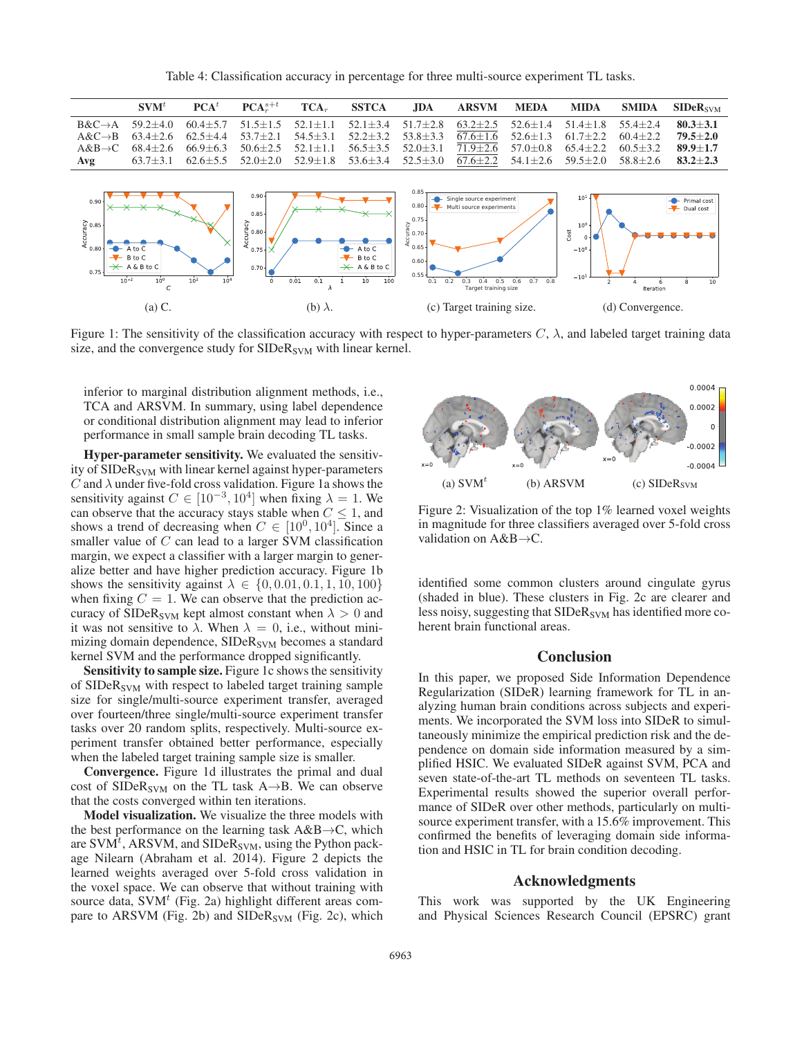Table 4: Classification accuracy in percentage for three multi-source experiment TL tasks.

| | SVM$^t$ | PCA$^t$ | PCA$_r^{s+t}$ | TCA$_r$ | SSTCA | JDA | ARSVM | MEDA | MIDA | SMIDA | SIDeR$_{\text{SVM}}$ |
|---|---|---|---|---|---|---|---|---|---|---|---|
| B&C→A | 59.2±4.0 | 60.4±5.7 | 51.5±1.5 | 52.1±1.1 | 52.1±3.4 | 51.7±2.8 | 63.2±2.5 | 52.6±1.4 | 51.4±1.8 | 55.4±2.4 | **80.3±3.1** |
| A&C→B | 63.4±2.6 | 62.5±4.4 | 53.7±2.1 | 54.5±3.1 | 52.2±3.2 | 53.8±3.3 | 67.6±1.6 | 52.6±1.3 | 61.7±2.2 | 60.4±2.2 | **79.5±2.0** |
| A&B→C | 68.4±2.6 | 66.9±6.3 | 50.6±2.5 | 52.1±1.1 | 56.5±3.5 | 52.0±3.1 | 71.9±2.6 | 57.0±0.8 | 65.4±2.2 | 60.5±3.2 | **89.9±1.7** |
| **Avg** | 63.7±3.1 | 62.6±5.5 | 52.0±2.0 | 52.9±1.8 | 53.6±3.4 | 52.5±3.0 | 67.6±2.2 | 54.1±2.6 | 59.5±2.0 | 58.8±2.6 | **83.2±2.3** |

(a) C. (b) $\lambda$. (c) Target training size. (d) Convergence.

Figure 1: The sensitivity of the classification accuracy with respect to hyper-parameters $C$, $\lambda$, and labeled target training data size, and the convergence study for SIDeR$_{\text{SVM}}$ with linear kernel.

inferior to marginal distribution alignment methods, i.e., TCA and ARSVM. In summary, using label dependence or conditional distribution alignment may lead to inferior performance in small sample brain decoding TL tasks.

**Hyper-parameter sensitivity.** We evaluated the sensitivity of SIDeR$_{\text{SVM}}$ with linear kernel against hyper-parameters $C$ and $\lambda$ under five-fold cross validation. Figure 1a shows the sensitivity against $C \in [10^{-3}, 10^4]$ when fixing $\lambda = 1$. We can observe that the accuracy stays stable when $C \leq 1$, and shows a trend of decreasing when $C \in [10^0, 10^4]$. Since a smaller value of $C$ can lead to a larger SVM classification margin, we expect a classifier with a larger margin to generalize better and have higher prediction accuracy. Figure 1b shows the sensitivity against $\lambda \in \{0, 0.01, 0.1, 1, 10, 100\}$ when fixing $C = 1$. We can observe that the prediction accuracy of SIDeR$_{\text{SVM}}$ kept almost constant when $\lambda > 0$ and it was not sensitive to $\lambda$. When $\lambda = 0$, i.e., without minimizing domain dependence, SIDeR$_{\text{SVM}}$ becomes a standard kernel SVM and the performance dropped significantly.

**Sensitivity to sample size.** Figure 1c shows the sensitivity of SIDeR$_{\text{SVM}}$ with respect to labeled target training sample size for single/multi-source experiment transfer, averaged over fourteen/three single/multi-source experiment transfer tasks over 20 random splits, respectively. Multi-source experiment transfer obtained better performance, especially when the labeled target training sample size is smaller.

**Convergence.** Figure 1d illustrates the primal and dual cost of SIDeR$_{\text{SVM}}$ on the TL task A→B. We can observe that the costs converged within ten iterations.

**Model visualization.** We visualize the three models with the best performance on the learning task A&B→C, which are SVM$^t$, ARSVM, and SIDeR$_{\text{SVM}}$, using the Python package Nilearn (Abraham et al. 2014). Figure 2 depicts the learned weights averaged over 5-fold cross validation in the voxel space. We can observe that without training with source data, SVM$^t$ (Fig. 2a) highlight different areas compare to ARSVM (Fig. 2b) and SIDeR$_{\text{SVM}}$ (Fig. 2c), which identified some common clusters around cingulate gyrus (shaded in blue). These clusters in Fig. 2c are clearer and less noisy, suggesting that SIDeR$_{\text{SVM}}$ has identified more coherent brain functional areas.

(a) SVM$^t$ (b) ARSVM (c) SIDeR$_{\text{SVM}}$

Figure 2: Visualization of the top 1% learned voxel weights in magnitude for three classifiers averaged over 5-fold cross validation on A&B→C.

## Conclusion

In this paper, we proposed Side Information Dependence Regularization (SIDeR) learning framework for TL in analyzing human brain conditions across subjects and experiments. We incorporated the SVM loss into SIDeR to simultaneously minimize the empirical prediction risk and the dependence on domain side information measured by a simplified HSIC. We evaluated SIDeR against SVM, PCA and seven state-of-the-art TL methods on seventeen TL tasks. Experimental results showed the superior overall performance of SIDeR over other methods, particularly on multi-source experiment transfer, with a 15.6% improvement. This confirmed the benefits of leveraging domain side information and HSIC in TL for brain condition decoding.

## Acknowledgments

This work was supported by the UK Engineering and Physical Sciences Research Council (EPSRC) grant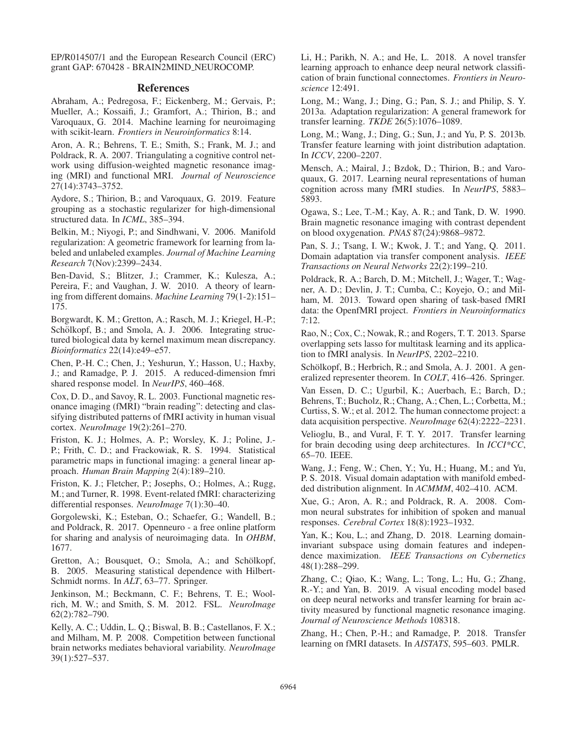EP/R014507/1 and the European Research Council (ERC) grant GAP: 670428 - BRAIN2MIND_NEUROCOMP.

## References

Abraham, A.; Pedregosa, F.; Eickenberg, M.; Gervais, P.; Mueller, A.; Kossaifi, J.; Gramfort, A.; Thirion, B.; and Varoquaux, G. 2014. Machine learning for neuroimaging with scikit-learn. *Frontiers in Neuroinformatics* 8:14.

Aron, A. R.; Behrens, T. E.; Smith, S.; Frank, M. J.; and Poldrack, R. A. 2007. Triangulating a cognitive control network using diffusion-weighted magnetic resonance imaging (MRI) and functional MRI. *Journal of Neuroscience* 27(14):3743–3752.

Aydore, S.; Thirion, B.; and Varoquaux, G. 2019. Feature grouping as a stochastic regularizer for high-dimensional structured data. In *ICML*, 385–394.

Belkin, M.; Niyogi, P.; and Sindhwani, V. 2006. Manifold regularization: A geometric framework for learning from labeled and unlabeled examples. *Journal of Machine Learning Research* 7(Nov):2399–2434.

Ben-David, S.; Blitzer, J.; Crammer, K.; Kulesza, A.; Pereira, F.; and Vaughan, J. W. 2010. A theory of learning from different domains. *Machine Learning* 79(1-2):151–175.

Borgwardt, K. M.; Gretton, A.; Rasch, M. J.; Kriegel, H.-P.; Schölkopf, B.; and Smola, A. J. 2006. Integrating structured biological data by kernel maximum mean discrepancy. *Bioinformatics* 22(14):e49–e57.

Chen, P.-H. C.; Chen, J.; Yeshurun, Y.; Hasson, U.; Haxby, J.; and Ramadge, P. J. 2015. A reduced-dimension fmri shared response model. In *NeurIPS*, 460–468.

Cox, D. D., and Savoy, R. L. 2003. Functional magnetic resonance imaging (fMRI) "brain reading": detecting and classifying distributed patterns of fMRI activity in human visual cortex. *NeuroImage* 19(2):261–270.

Friston, K. J.; Holmes, A. P.; Worsley, K. J.; Poline, J.-P.; Frith, C. D.; and Frackowiak, R. S. 1994. Statistical parametric maps in functional imaging: a general linear approach. *Human Brain Mapping* 2(4):189–210.

Friston, K. J.; Fletcher, P.; Josephs, O.; Holmes, A.; Rugg, M.; and Turner, R. 1998. Event-related fMRI: characterizing differential responses. *NeuroImage* 7(1):30–40.

Gorgolewski, K.; Esteban, O.; Schaefer, G.; Wandell, B.; and Poldrack, R. 2017. Openneuro - a free online platform for sharing and analysis of neuroimaging data. In *OHBM*, 1677.

Gretton, A.; Bousquet, O.; Smola, A.; and Schölkopf, B. 2005. Measuring statistical dependence with Hilbert-Schmidt norms. In *ALT*, 63–77. Springer.

Jenkinson, M.; Beckmann, C. F.; Behrens, T. E.; Woolrich, M. W.; and Smith, S. M. 2012. FSL. *NeuroImage* 62(2):782–790.

Kelly, A. C.; Uddin, L. Q.; Biswal, B. B.; Castellanos, F. X.; and Milham, M. P. 2008. Competition between functional brain networks mediates behavioral variability. *NeuroImage* 39(1):527–537.

Li, H.; Parikh, N. A.; and He, L. 2018. A novel transfer learning approach to enhance deep neural network classification of brain functional connectomes. *Frontiers in Neuroscience* 12:491.

Long, M.; Wang, J.; Ding, G.; Pan, S. J.; and Philip, S. Y. 2013a. Adaptation regularization: A general framework for transfer learning. *TKDE* 26(5):1076–1089.

Long, M.; Wang, J.; Ding, G.; Sun, J.; and Yu, P. S. 2013b. Transfer feature learning with joint distribution adaptation. In *ICCV*, 2200–2207.

Mensch, A.; Mairal, J.; Bzdok, D.; Thirion, B.; and Varoquaux, G. 2017. Learning neural representations of human cognition across many fMRI studies. In *NeurIPS*, 5883–5893.

Ogawa, S.; Lee, T.-M.; Kay, A. R.; and Tank, D. W. 1990. Brain magnetic resonance imaging with contrast dependent on blood oxygenation. *PNAS* 87(24):9868–9872.

Pan, S. J.; Tsang, I. W.; Kwok, J. T.; and Yang, Q. 2011. Domain adaptation via transfer component analysis. *IEEE Transactions on Neural Networks* 22(2):199–210.

Poldrack, R. A.; Barch, D. M.; Mitchell, J.; Wager, T.; Wagner, A. D.; Devlin, J. T.; Cumba, C.; Koyejo, O.; and Milham, M. 2013. Toward open sharing of task-based fMRI data: the OpenfMRI project. *Frontiers in Neuroinformatics* 7:12.

Rao, N.; Cox, C.; Nowak, R.; and Rogers, T. T. 2013. Sparse overlapping sets lasso for multitask learning and its application to fMRI analysis. In *NeurIPS*, 2202–2210.

Schölkopf, B.; Herbrich, R.; and Smola, A. J. 2001. A generalized representer theorem. In *COLT*, 416–426. Springer.

Van Essen, D. C.; Ugurbil, K.; Auerbach, E.; Barch, D.; Behrens, T.; Bucholz, R.; Chang, A.; Chen, L.; Corbetta, M.; Curtiss, S. W.; et al. 2012. The human connectome project: a data acquisition perspective. *NeuroImage* 62(4):2222–2231.

Velioglu, B., and Vural, F. T. Y. 2017. Transfer learning for brain decoding using deep architectures. In *ICCI\*CC*, 65–70. IEEE.

Wang, J.; Feng, W.; Chen, Y.; Yu, H.; Huang, M.; and Yu, P. S. 2018. Visual domain adaptation with manifold embedded distribution alignment. In *ACMMM*, 402–410. ACM.

Xue, G.; Aron, A. R.; and Poldrack, R. A. 2008. Common neural substrates for inhibition of spoken and manual responses. *Cerebral Cortex* 18(8):1923–1932.

Yan, K.; Kou, L.; and Zhang, D. 2018. Learning domain-invariant subspace using domain features and independence maximization. *IEEE Transactions on Cybernetics* 48(1):288–299.

Zhang, C.; Qiao, K.; Wang, L.; Tong, L.; Hu, G.; Zhang, R.-Y.; and Yan, B. 2019. A visual encoding model based on deep neural networks and transfer learning for brain activity measured by functional magnetic resonance imaging. *Journal of Neuroscience Methods* 108318.

Zhang, H.; Chen, P.-H.; and Ramadge, P. 2018. Transfer learning on fMRI datasets. In *AISTATS*, 595–603. PMLR.